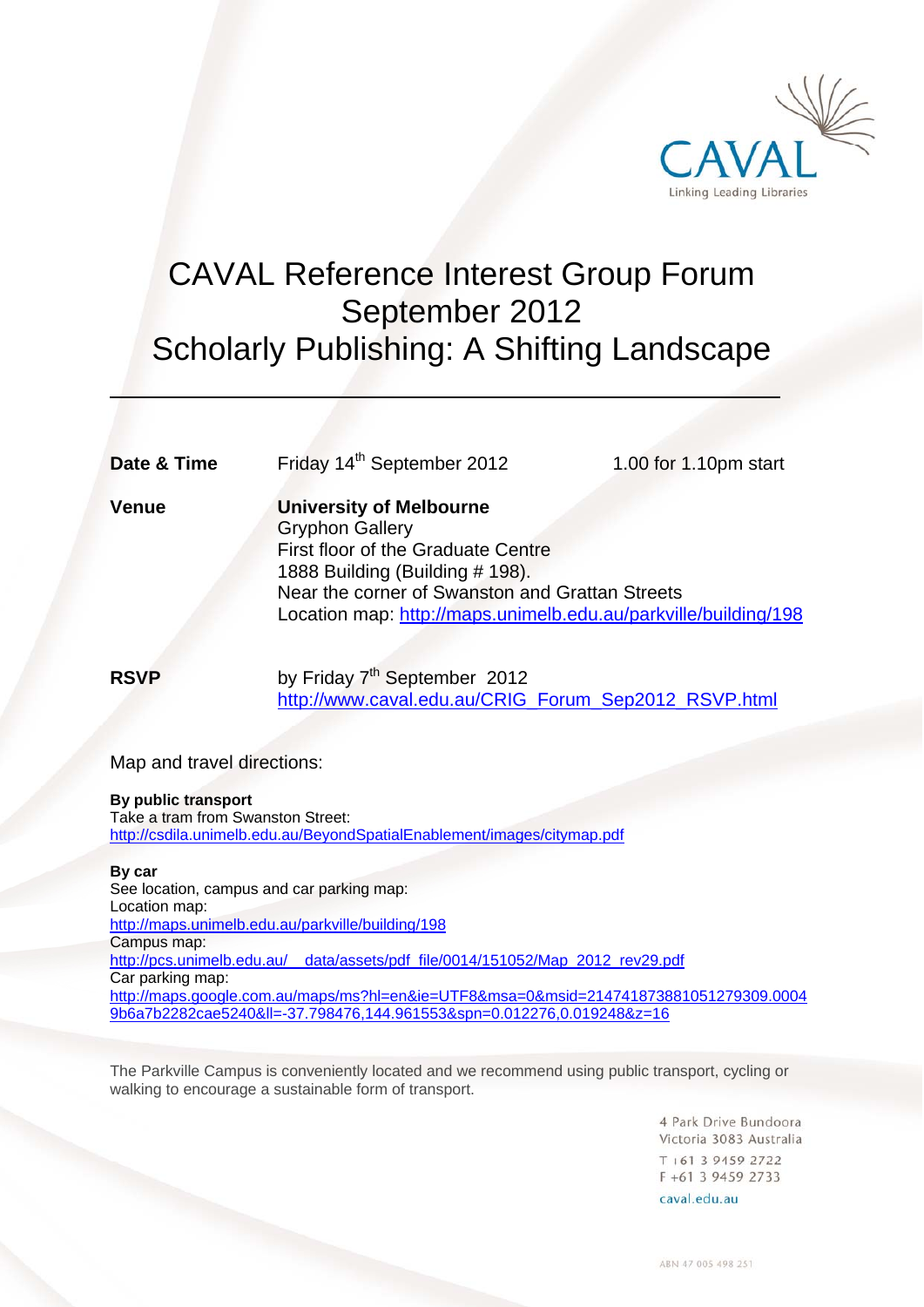CAVAL

Linking Leading Libraries

# CAVAL Reference Interest Group Forum September 2012 Scholarly Publishing: A Shifting Landscape

---

| | | |
|---|---|---|
| **Date & Time** | Friday 14th September 2012 | 1.00 for 1.10pm start |
| **Venue** | **University of Melbourne**<br>Gryphon Gallery<br>First floor of the Graduate Centre<br>1888 Building (Building # 198).<br>Near the corner of Swanston and Grattan Streets<br>Location map: http://maps.unimelb.edu.au/parkville/building/198 | |
| **RSVP** | by Friday 7th September 2012<br>http://www.caval.edu.au/CRIG_Forum_Sep2012_RSVP.html | |

Map and travel directions:

**By public transport**
Take a tram from Swanston Street:
http://csdila.unimelb.edu.au/BeyondSpatialEnablement/images/citymap.pdf

**By car**
See location, campus and car parking map:
Location map:
http://maps.unimelb.edu.au/parkville/building/198
Campus map:
http://pcs.unimelb.edu.au/__data/assets/pdf_file/0014/151052/Map_2012_rev29.pdf
Car parking map:
http://maps.google.com.au/maps/ms?hl=en&ie=UTF8&msa=0&msid=214741873881051279309.00049b6a7b2282cae5240&ll=-37.798476,144.961553&spn=0.012276,0.019248&z=16

The Parkville Campus is conveniently located and we recommend using public transport, cycling or walking to encourage a sustainable form of transport.

4 Park Drive Bundoora
Victoria 3083 Australia
T +61 3 9459 2722
F +61 3 9459 2733
caval.edu.au

ABN 47 005 498 251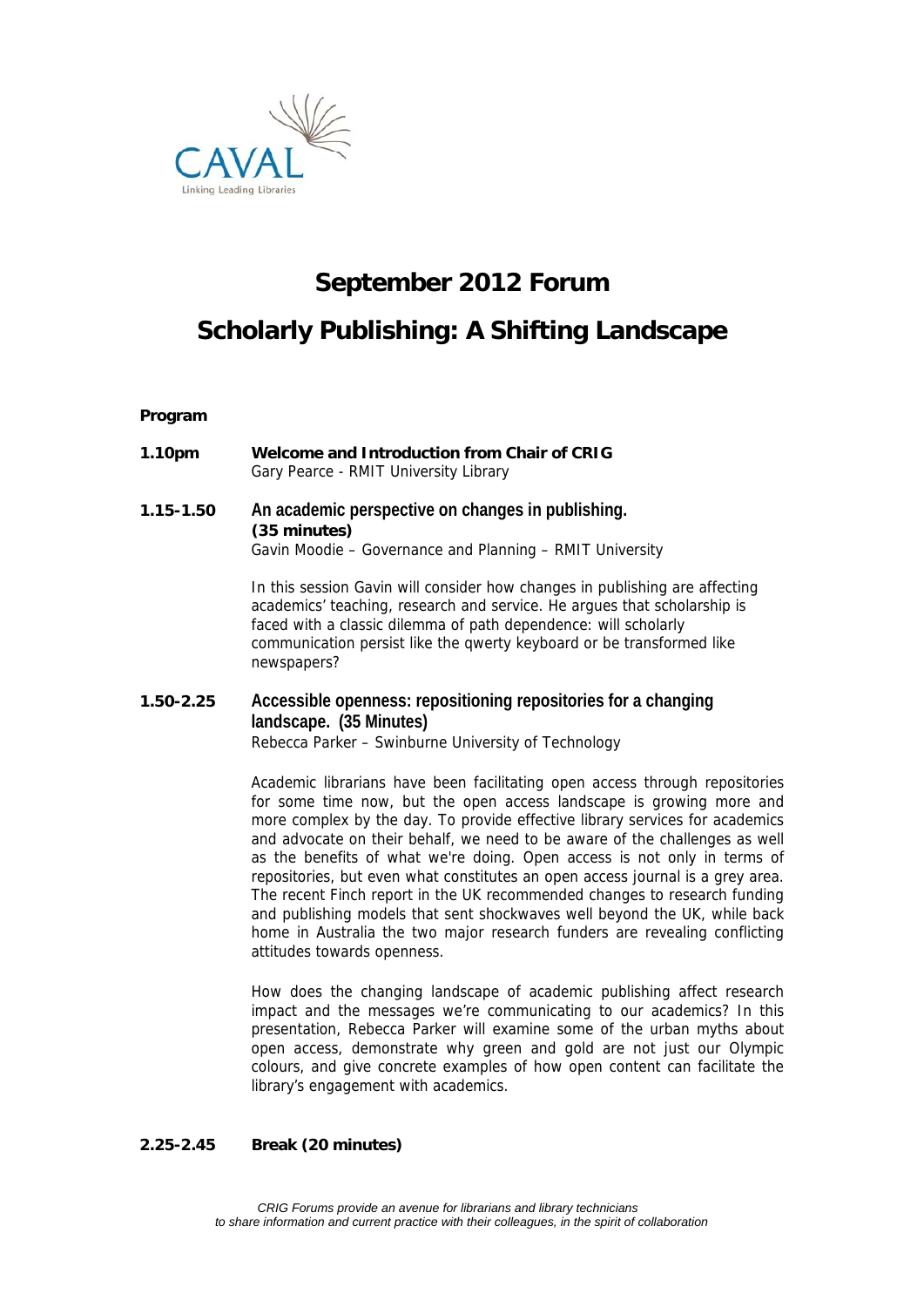CAVAL

Linking Leading Libraries

# September 2012 Forum

# Scholarly Publishing: A Shifting Landscape

**Program**

**1.10pm** **Welcome and Introduction from Chair of CRIG**
Gary Pearce - RMIT University Library

**1.15-1.50** **An academic perspective on changes in publishing. (35 minutes)**
Gavin Moodie – Governance and Planning – RMIT University

In this session Gavin will consider how changes in publishing are affecting academics' teaching, research and service. He argues that scholarship is faced with a classic dilemma of path dependence: will scholarly communication persist like the qwerty keyboard or be transformed like newspapers?

**1.50-2.25** **Accessible openness: repositioning repositories for a changing landscape. (35 Minutes)**
Rebecca Parker – Swinburne University of Technology

Academic librarians have been facilitating open access through repositories for some time now, but the open access landscape is growing more and more complex by the day. To provide effective library services for academics and advocate on their behalf, we need to be aware of the challenges as well as the benefits of what we're doing. Open access is not only in terms of repositories, but even what constitutes an open access journal is a grey area. The recent Finch report in the UK recommended changes to research funding and publishing models that sent shockwaves well beyond the UK, while back home in Australia the two major research funders are revealing conflicting attitudes towards openness.

How does the changing landscape of academic publishing affect research impact and the messages we're communicating to our academics? In this presentation, Rebecca Parker will examine some of the urban myths about open access, demonstrate why green and gold are not just our Olympic colours, and give concrete examples of how open content can facilitate the library's engagement with academics.

**2.25-2.45** **Break (20 minutes)**

*CRIG Forums provide an avenue for librarians and library technicians to share information and current practice with their colleagues, in the spirit of collaboration*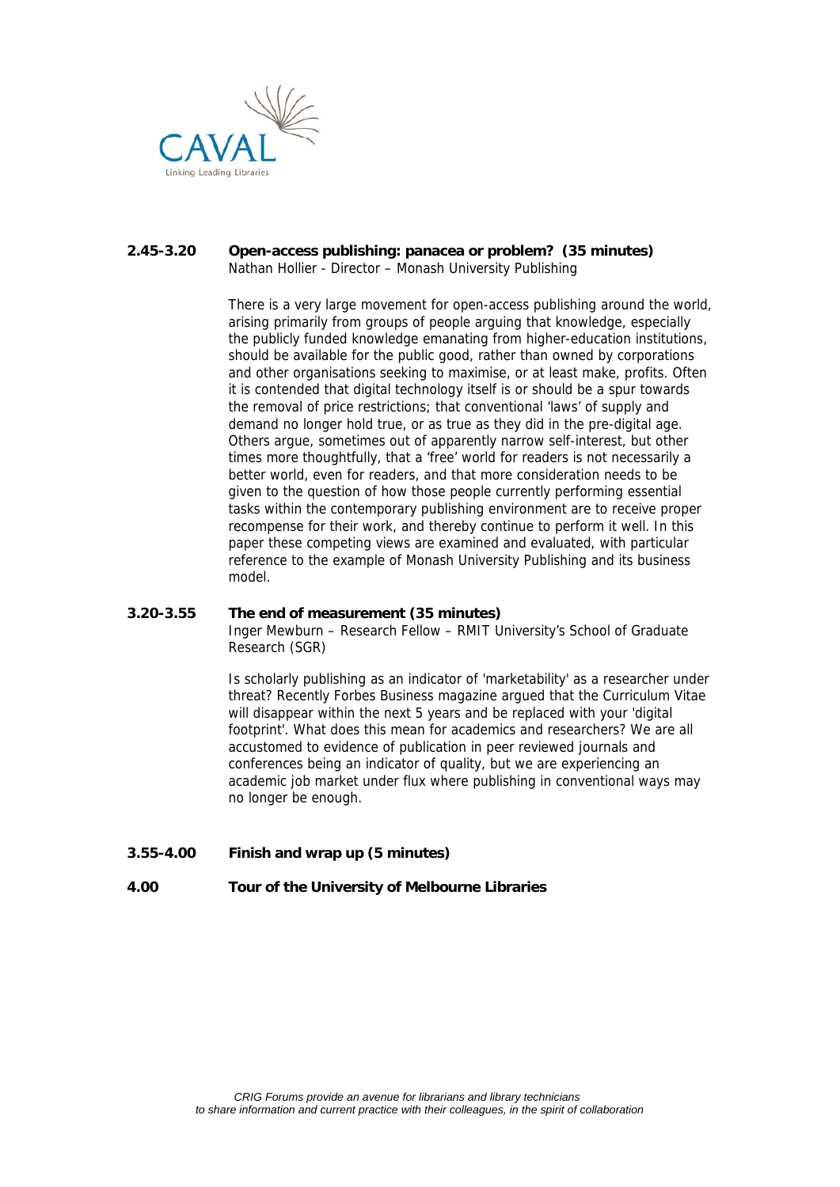**2.45-3.20** **Open-access publishing: panacea or problem? (35 minutes)**
Nathan Hollier - Director – Monash University Publishing

There is a very large movement for open-access publishing around the world, arising primarily from groups of people arguing that knowledge, especially the publicly funded knowledge emanating from higher-education institutions, should be available for the public good, rather than owned by corporations and other organisations seeking to maximise, or at least make, profits. Often it is contended that digital technology itself is or should be a spur towards the removal of price restrictions; that conventional 'laws' of supply and demand no longer hold true, or as true as they did in the pre-digital age. Others argue, sometimes out of apparently narrow self-interest, but other times more thoughtfully, that a 'free' world for readers is not necessarily a better world, even for readers, and that more consideration needs to be given to the question of how those people currently performing essential tasks within the contemporary publishing environment are to receive proper recompense for their work, and thereby continue to perform it well. In this paper these competing views are examined and evaluated, with particular reference to the example of Monash University Publishing and its business model.

**3.20-3.55** **The end of measurement (35 minutes)**
Inger Mewburn – Research Fellow – RMIT University's School of Graduate Research (SGR)

Is scholarly publishing as an indicator of 'marketability' as a researcher under threat? Recently Forbes Business magazine argued that the Curriculum Vitae will disappear within the next 5 years and be replaced with your 'digital footprint'. What does this mean for academics and researchers? We are all accustomed to evidence of publication in peer reviewed journals and conferences being an indicator of quality, but we are experiencing an academic job market under flux where publishing in conventional ways may no longer be enough.

**3.55-4.00** **Finish and wrap up (5 minutes)**

**4.00** **Tour of the University of Melbourne Libraries**

*CRIG Forums provide an avenue for librarians and library technicians to share information and current practice with their colleagues, in the spirit of collaboration*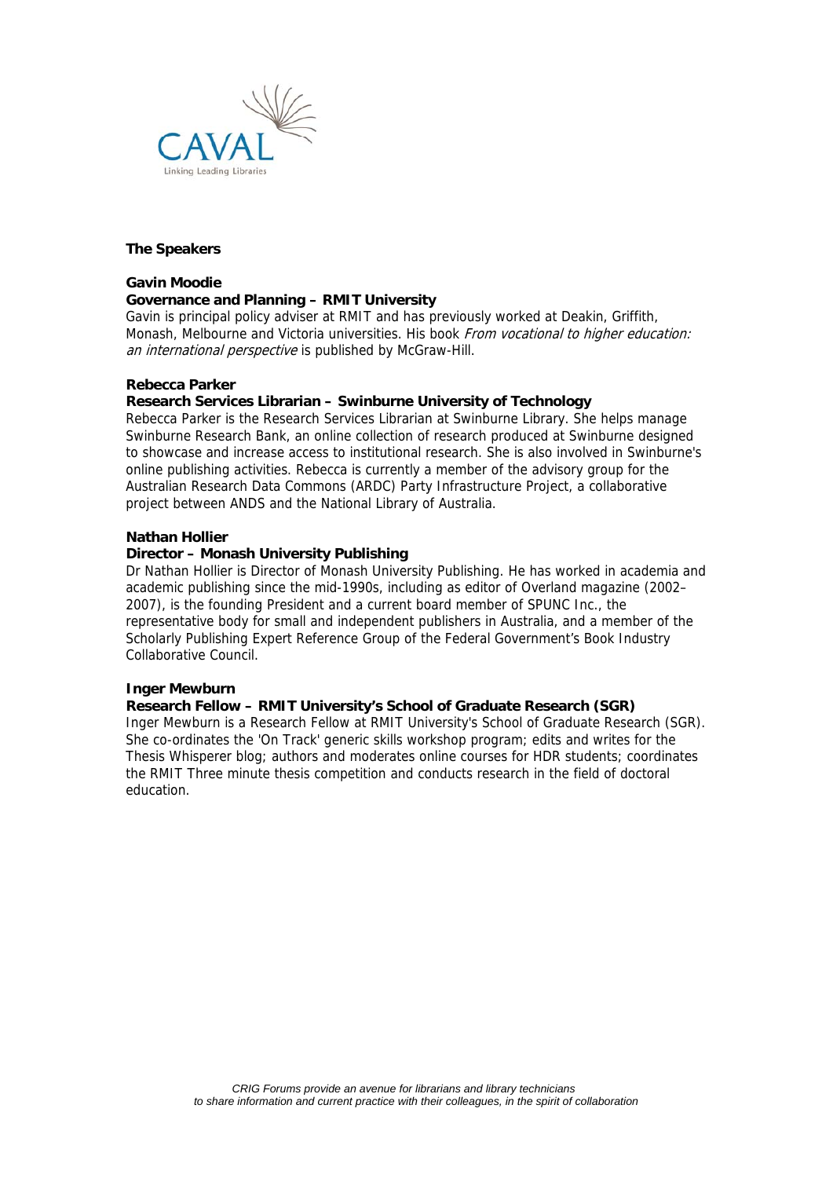## The Speakers

### Gavin Moodie

**Governance and Planning – RMIT University**

Gavin is principal policy adviser at RMIT and has previously worked at Deakin, Griffith, Monash, Melbourne and Victoria universities. His book *From vocational to higher education: an international perspective* is published by McGraw-Hill.

### Rebecca Parker

**Research Services Librarian – Swinburne University of Technology**

Rebecca Parker is the Research Services Librarian at Swinburne Library. She helps manage Swinburne Research Bank, an online collection of research produced at Swinburne designed to showcase and increase access to institutional research. She is also involved in Swinburne's online publishing activities. Rebecca is currently a member of the advisory group for the Australian Research Data Commons (ARDC) Party Infrastructure Project, a collaborative project between ANDS and the National Library of Australia.

### Nathan Hollier

**Director – Monash University Publishing**

Dr Nathan Hollier is Director of Monash University Publishing. He has worked in academia and academic publishing since the mid-1990s, including as editor of Overland magazine (2002–2007), is the founding President and a current board member of SPUNC Inc., the representative body for small and independent publishers in Australia, and a member of the Scholarly Publishing Expert Reference Group of the Federal Government's Book Industry Collaborative Council.

### Inger Mewburn

**Research Fellow – RMIT University's School of Graduate Research (SGR)**

Inger Mewburn is a Research Fellow at RMIT University's School of Graduate Research (SGR). She co-ordinates the 'On Track' generic skills workshop program; edits and writes for the Thesis Whisperer blog; authors and moderates online courses for HDR students; coordinates the RMIT Three minute thesis competition and conducts research in the field of doctoral education.

*CRIG Forums provide an avenue for librarians and library technicians to share information and current practice with their colleagues, in the spirit of collaboration*